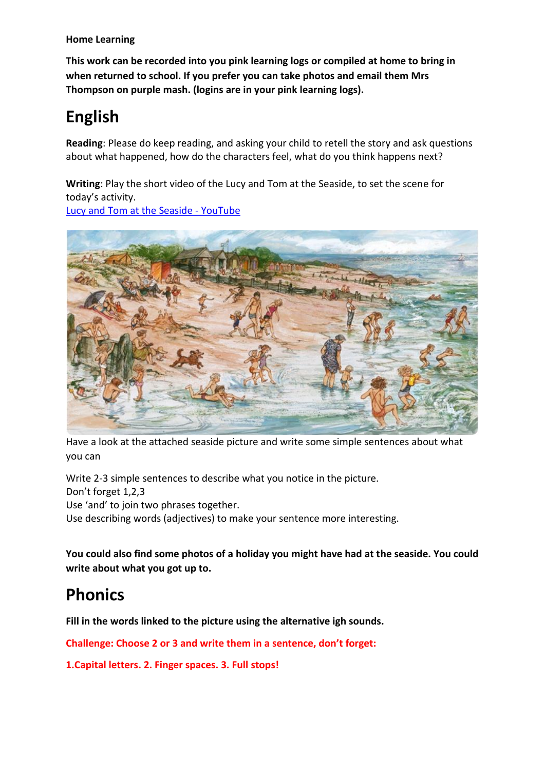**Home Learning**

**This work can be recorded into you pink learning logs or compiled at home to bring in when returned to school. If you prefer you can take photos and email them Mrs Thompson on purple mash. (logins are in your pink learning logs).**

# English

**Reading**: Please do keep reading, and asking your child to retell the story and ask questions about what happened, how do the characters feel, what do you think happens next?

**Writing**: Play the short video of the Lucy and Tom at the Seaside, to set the scene for today's activity.
[Lucy and Tom at the Seaside - YouTube]

Have a look at the attached seaside picture and write some simple sentences about what you can

Write 2-3 simple sentences to describe what you notice in the picture.
Don't forget 1,2,3
Use 'and' to join two phrases together.
Use describing words (adjectives) to make your sentence more interesting.

**You could also find some photos of a holiday you might have had at the seaside. You could write about what you got up to.**

# Phonics

**Fill in the words linked to the picture using the alternative igh sounds.**

**Challenge: Choose 2 or 3 and write them in a sentence, don't forget:**

**1.Capital letters. 2. Finger spaces. 3. Full stops!**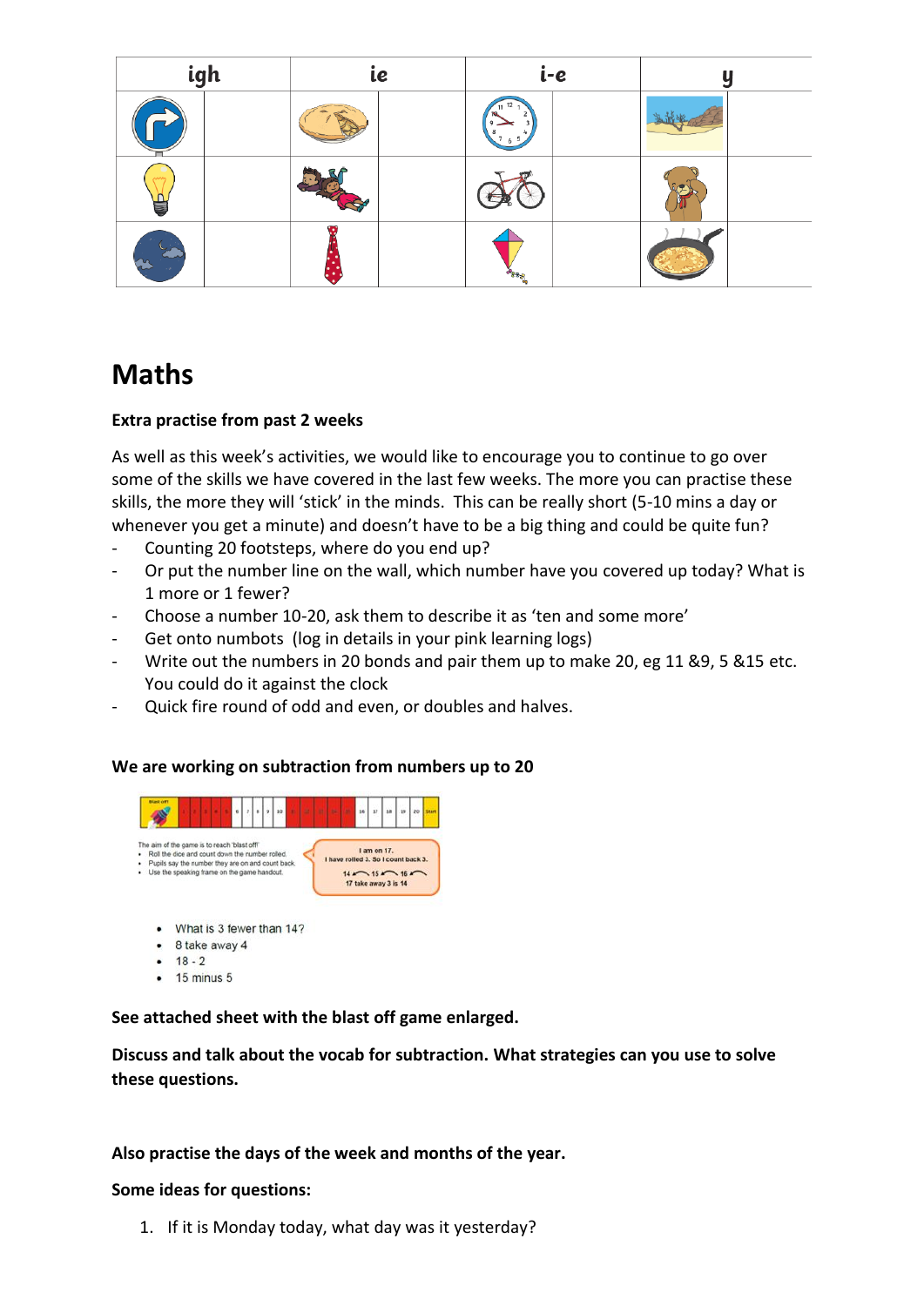| igh | | ie | | i-e | | y | |
|---|---|---|---|---|---|---|---|
| | | | | | | | |
| | | | | | | | |
| | | | | | | | |

# Maths

**Extra practise from past 2 weeks**

As well as this week's activities, we would like to encourage you to continue to go over some of the skills we have covered in the last few weeks. The more you can practise these skills, the more they will 'stick' in the minds. This can be really short (5-10 mins a day or whenever you get a minute) and doesn't have to be a big thing and could be quite fun?

- Counting 20 footsteps, where do you end up?
- Or put the number line on the wall, which number have you covered up today? What is 1 more or 1 fewer?
- Choose a number 10-20, ask them to describe it as 'ten and some more'
- Get onto numbots (log in details in your pink learning logs)
- Write out the numbers in 20 bonds and pair them up to make 20, eg 11 &9, 5 &15 etc. You could do it against the clock
- Quick fire round of odd and even, or doubles and halves.

**We are working on subtraction from numbers up to 20**

Blast off! | 1 | 2 | 3 | 4 | 5 | 6 | 7 | 8 | 9 | 10 | 11 | 12 | 13 | 14 | 15 | 16 | 17 | 18 | 19 | 20 | Start

The aim of the game is to reach 'blast off'
- Roll the dice and count down the number rolled.
- Pupils say the number they are on and count back.
- Use the speaking frame on the game handout.

I am on 17.
I have rolled 3. So I count back 3.
14 ⌒ 15 ⌒ 16 ⌒
17 take away 3 is 14

- What is 3 fewer than 14?
- 8 take away 4
- 18 - 2
- 15 minus 5

**See attached sheet with the blast off game enlarged.**

**Discuss and talk about the vocab for subtraction. What strategies can you use to solve these questions.**

**Also practise the days of the week and months of the year.**

**Some ideas for questions:**

1. If it is Monday today, what day was it yesterday?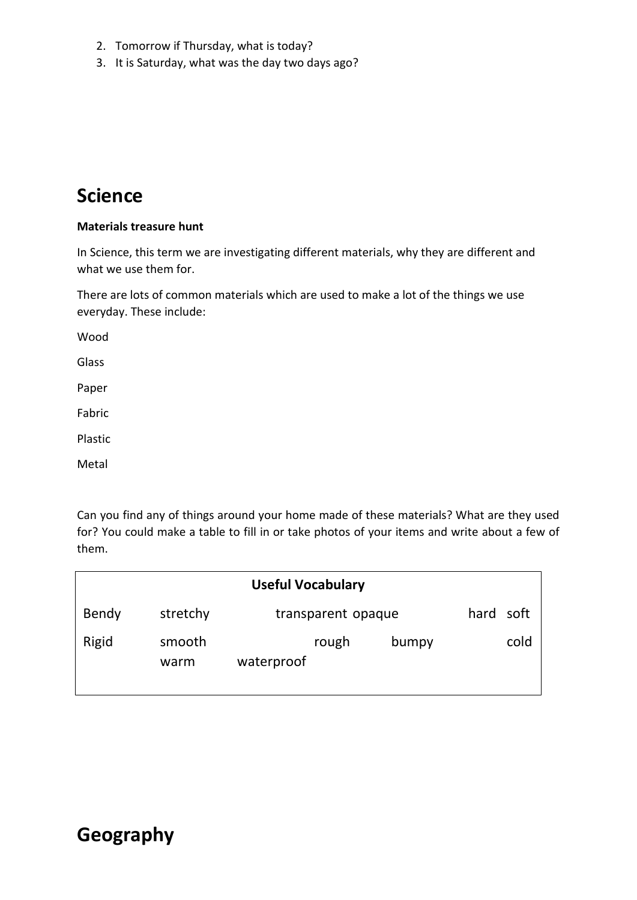2. Tomorrow if Thursday, what is today?
3. It is Saturday, what was the day two days ago?

# Science

**Materials treasure hunt**

In Science, this term we are investigating different materials, why they are different and what we use them for.

There are lots of common materials which are used to make a lot of the things we use everyday. These include:

Wood

Glass

Paper

Fabric

Plastic

Metal

Can you find any of things around your home made of these materials? What are they used for? You could make a table to fill in or take photos of your items and write about a few of them.

| Useful Vocabulary | | | | | |
|---|---|---|---|---|---|
| Bendy | stretchy | transparent | opaque | hard | soft |
| Rigid | smooth | rough | bumpy | cold | |
| | warm | waterproof | | | |

# Geography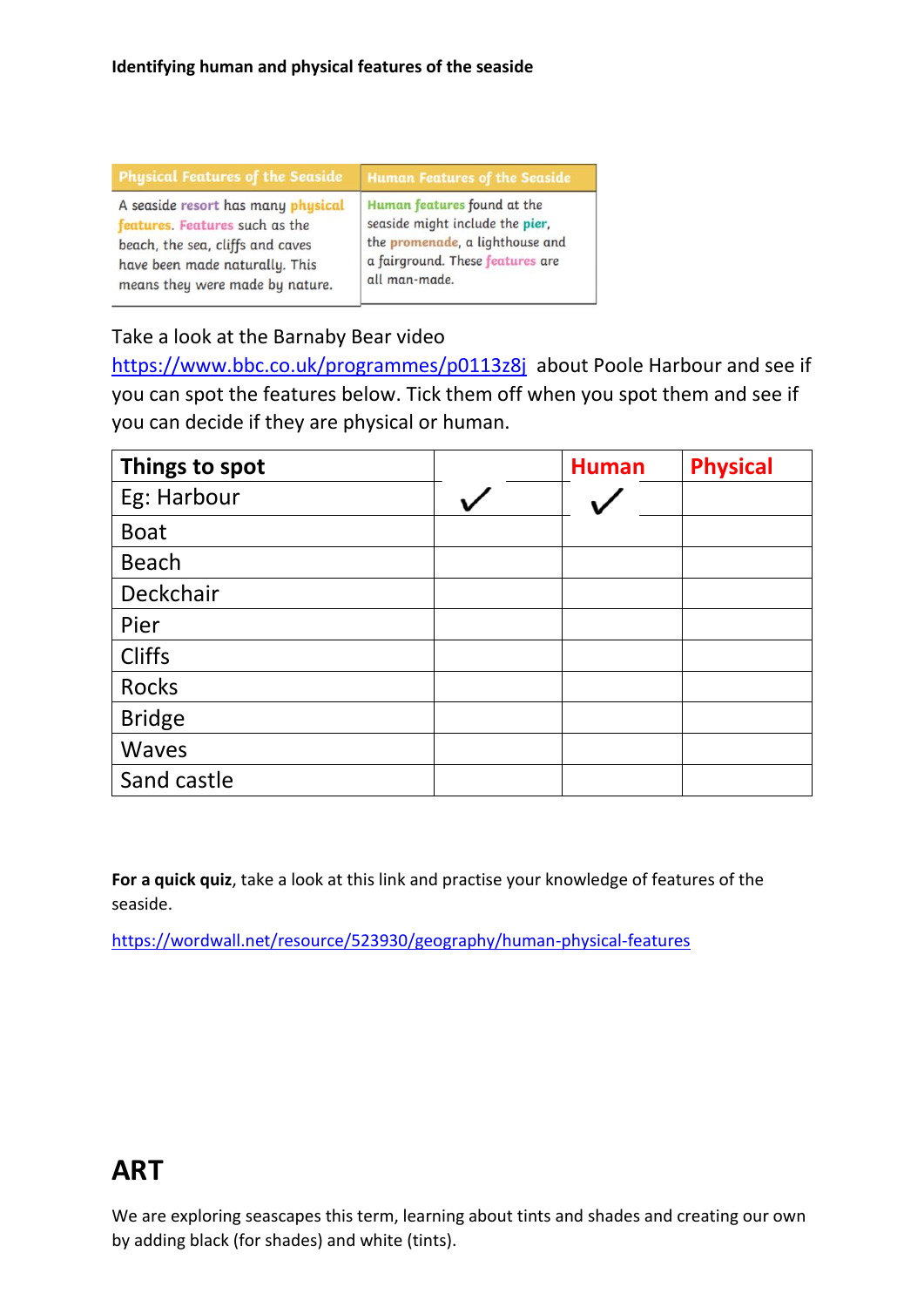**Identifying human and physical features of the seaside**

| Physical Features of the Seaside | Human Features of the Seaside |
| --- | --- |
| A seaside resort has many physical features. Features such as the beach, the sea, cliffs and caves have been made naturally. This means they were made by nature. | Human features found at the seaside might include the pier, the promenade, a lighthouse and a fairground. These features are all man-made. |

Take a look at the Barnaby Bear video https://www.bbc.co.uk/programmes/p0113z8j about Poole Harbour and see if you can spot the features below. Tick them off when you spot them and see if you can decide if they are physical or human.

| Things to spot | | Human | Physical |
| --- | --- | --- | --- |
| Eg: Harbour | ✓ | ✓ | |
| Boat | | | |
| Beach | | | |
| Deckchair | | | |
| Pier | | | |
| Cliffs | | | |
| Rocks | | | |
| Bridge | | | |
| Waves | | | |
| Sand castle | | | |

**For a quick quiz**, take a look at this link and practise your knowledge of features of the seaside.

https://wordwall.net/resource/523930/geography/human-physical-features

# ART

We are exploring seascapes this term, learning about tints and shades and creating our own by adding black (for shades) and white (tints).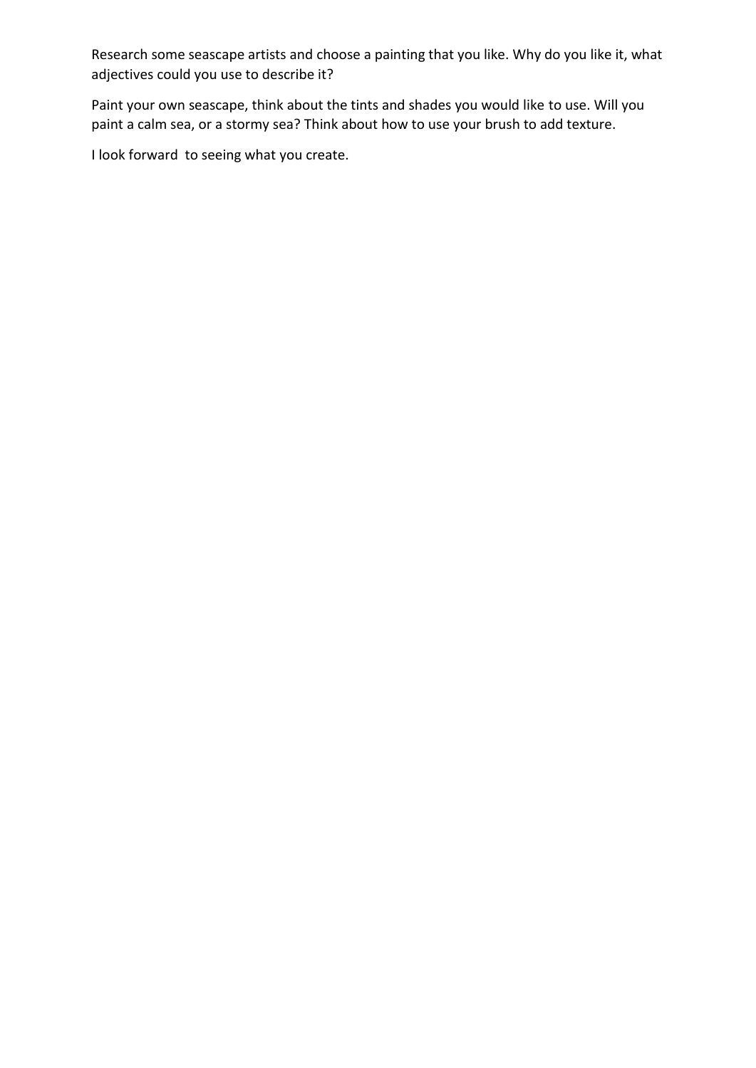Research some seascape artists and choose a painting that you like. Why do you like it, what adjectives could you use to describe it?

Paint your own seascape, think about the tints and shades you would like to use. Will you paint a calm sea, or a stormy sea? Think about how to use your brush to add texture.

I look forward to seeing what you create.